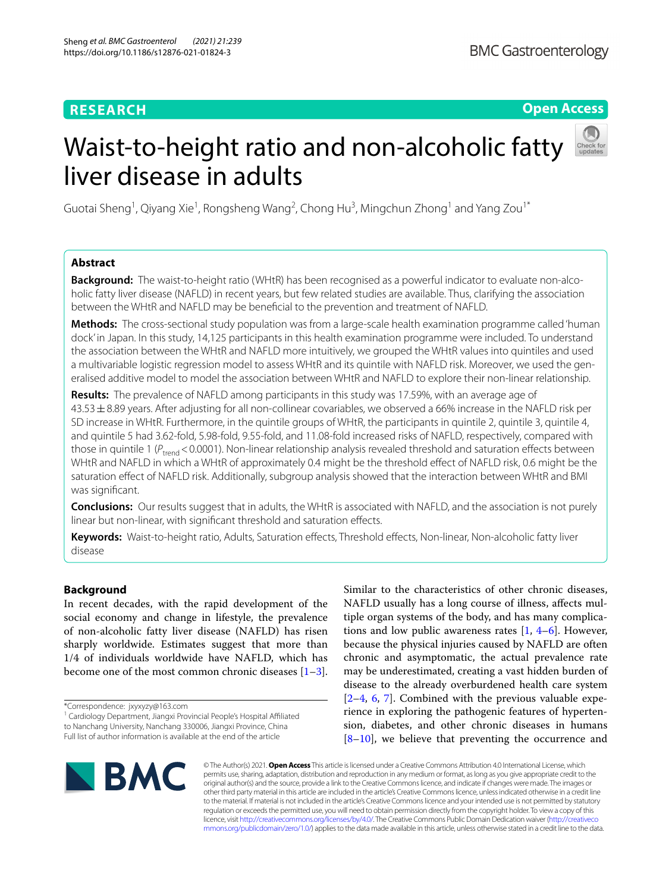RESEARCH

Open Access

# Waist-to-height ratio and non-alcoholic fatty liver disease in adults

Guotai Sheng[1], Qiyang Xie[1], Rongsheng Wang[2], Chong Hu[3], Mingchun Zhong[1] and Yang Zou[1*]

## Abstract

**Background:** The waist-to-height ratio (WHtR) has been recognised as a powerful indicator to evaluate non-alcoholic fatty liver disease (NAFLD) in recent years, but few related studies are available. Thus, clarifying the association between the WHtR and NAFLD may be beneficial to the prevention and treatment of NAFLD.

**Methods:** The cross-sectional study population was from a large-scale health examination programme called 'human dock' in Japan. In this study, 14,125 participants in this health examination programme were included. To understand the association between the WHtR and NAFLD more intuitively, we grouped the WHtR values into quintiles and used a multivariable logistic regression model to assess WHtR and its quintile with NAFLD risk. Moreover, we used the generalised additive model to model the association between WHtR and NAFLD to explore their non-linear relationship.

**Results:** The prevalence of NAFLD among participants in this study was 17.59%, with an average age of 43.53 ± 8.89 years. After adjusting for all non-collinear covariables, we observed a 66% increase in the NAFLD risk per SD increase in WHtR. Furthermore, in the quintile groups of WHtR, the participants in quintile 2, quintile 3, quintile 4, and quintile 5 had 3.62-fold, 5.98-fold, 9.55-fold, and 11.08-fold increased risks of NAFLD, respectively, compared with those in quintile 1 ($P_{trend} < 0.0001$). Non-linear relationship analysis revealed threshold and saturation effects between WHtR and NAFLD in which a WHtR of approximately 0.4 might be the threshold effect of NAFLD risk, 0.6 might be the saturation effect of NAFLD risk. Additionally, subgroup analysis showed that the interaction between WHtR and BMI was significant.

**Conclusions:** Our results suggest that in adults, the WHtR is associated with NAFLD, and the association is not purely linear but non-linear, with significant threshold and saturation effects.

**Keywords:** Waist-to-height ratio, Adults, Saturation effects, Threshold effects, Non-linear, Non-alcoholic fatty liver disease

## Background

In recent decades, with the rapid development of the social economy and change in lifestyle, the prevalence of non-alcoholic fatty liver disease (NAFLD) has risen sharply worldwide. Estimates suggest that more than 1/4 of individuals worldwide have NAFLD, which has become one of the most common chronic diseases [1–3]. Similar to the characteristics of other chronic diseases, NAFLD usually has a long course of illness, affects multiple organ systems of the body, and has many complications and low public awareness rates [1, 4–6]. However, because the physical injuries caused by NAFLD are often chronic and asymptomatic, the actual prevalence rate may be underestimated, creating a vast hidden burden of disease to the already overburdened health care system [2–4, 6, 7]. Combined with the previous valuable experience in exploring the pathogenic features of hypertension, diabetes, and other chronic diseases in humans [8–10], we believe that preventing the occurrence and

*Correspondence: jxyxyzy@163.com

[1] Cardiology Department, Jiangxi Provincial People's Hospital Affiliated to Nanchang University, Nanchang 330006, Jiangxi Province, China

Full list of author information is available at the end of the article

© The Author(s) 2021. **Open Access** This article is licensed under a Creative Commons Attribution 4.0 International License, which permits use, sharing, adaptation, distribution and reproduction in any medium or format, as long as you give appropriate credit to the original author(s) and the source, provide a link to the Creative Commons licence, and indicate if changes were made. The images or other third party material in this article are included in the article's Creative Commons licence, unless indicated otherwise in a credit line to the material. If material is not included in the article's Creative Commons licence and your intended use is not permitted by statutory regulation or exceeds the permitted use, you will need to obtain permission directly from the copyright holder. To view a copy of this licence, visit http://creativecommons.org/licenses/by/4.0/. The Creative Commons Public Domain Dedication waiver (http://creativecommons.org/publicdomain/zero/1.0/) applies to the data made available in this article, unless otherwise stated in a credit line to the data.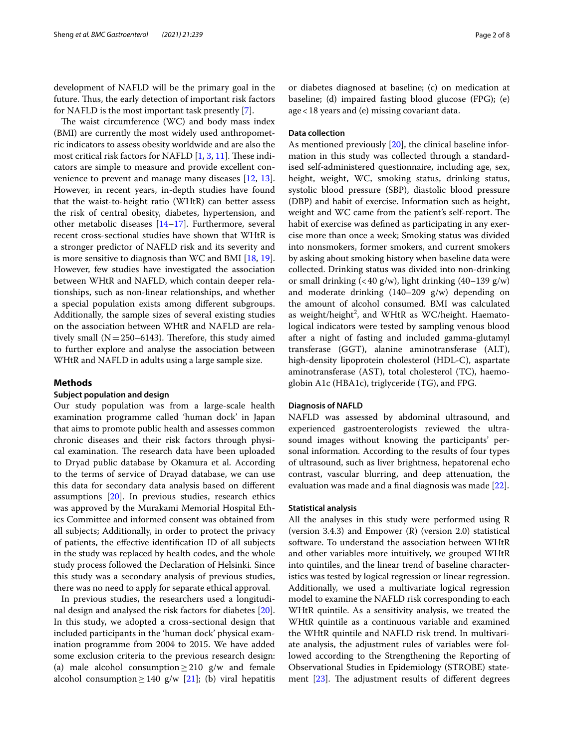development of NAFLD will be the primary goal in the future. Thus, the early detection of important risk factors for NAFLD is the most important task presently [7].

The waist circumference (WC) and body mass index (BMI) are currently the most widely used anthropometric indicators to assess obesity worldwide and are also the most critical risk factors for NAFLD [1, 3, 11]. These indicators are simple to measure and provide excellent convenience to prevent and manage many diseases [12, 13]. However, in recent years, in-depth studies have found that the waist-to-height ratio (WHtR) can better assess the risk of central obesity, diabetes, hypertension, and other metabolic diseases [14–17]. Furthermore, several recent cross-sectional studies have shown that WHtR is a stronger predictor of NAFLD risk and its severity and is more sensitive to diagnosis than WC and BMI [18, 19]. However, few studies have investigated the association between WHtR and NAFLD, which contain deeper relationships, such as non-linear relationships, and whether a special population exists among different subgroups. Additionally, the sample sizes of several existing studies on the association between WHtR and NAFLD are relatively small (N = 250–6143). Therefore, this study aimed to further explore and analyse the association between WHtR and NAFLD in adults using a large sample size.

## Methods

### Subject population and design

Our study population was from a large-scale health examination programme called 'human dock' in Japan that aims to promote public health and assesses common chronic diseases and their risk factors through physical examination. The research data have been uploaded to Dryad public database by Okamura et al. According to the terms of service of Drayad database, we can use this data for secondary data analysis based on different assumptions [20]. In previous studies, research ethics was approved by the Murakami Memorial Hospital Ethics Committee and informed consent was obtained from all subjects; Additionally, in order to protect the privacy of patients, the effective identification ID of all subjects in the study was replaced by health codes, and the whole study process followed the Declaration of Helsinki. Since this study was a secondary analysis of previous studies, there was no need to apply for separate ethical approval.

In previous studies, the researchers used a longitudinal design and analysed the risk factors for diabetes [20]. In this study, we adopted a cross-sectional design that included participants in the 'human dock' physical examination programme from 2004 to 2015. We have added some exclusion criteria to the previous research design: (a) male alcohol consumption ≥ 210 g/w and female alcohol consumption ≥ 140 g/w [21]; (b) viral hepatitis or diabetes diagnosed at baseline; (c) on medication at baseline; (d) impaired fasting blood glucose (FPG); (e) age < 18 years and (e) missing covariant data.

### Data collection

As mentioned previously [20], the clinical baseline information in this study was collected through a standardised self-administered questionnaire, including age, sex, height, weight, WC, smoking status, drinking status, systolic blood pressure (SBP), diastolic blood pressure (DBP) and habit of exercise. Information such as height, weight and WC came from the patient's self-report. The habit of exercise was defined as participating in any exercise more than once a week; Smoking status was divided into nonsmokers, former smokers, and current smokers by asking about smoking history when baseline data were collected. Drinking status was divided into non-drinking or small drinking (< 40 g/w), light drinking (40–139 g/w) and moderate drinking (140–209 g/w) depending on the amount of alcohol consumed. BMI was calculated as weight/height$^2$, and WHtR as WC/height. Haematological indicators were tested by sampling venous blood after a night of fasting and included gamma-glutamyl transferase (GGT), alanine aminotransferase (ALT), high-density lipoprotein cholesterol (HDL-C), aspartate aminotransferase (AST), total cholesterol (TC), haemoglobin A1c (HBA1c), triglyceride (TG), and FPG.

### Diagnosis of NAFLD

NAFLD was assessed by abdominal ultrasound, and experienced gastroenterologists reviewed the ultrasound images without knowing the participants' personal information. According to the results of four types of ultrasound, such as liver brightness, hepatorenal echo contrast, vascular blurring, and deep attenuation, the evaluation was made and a final diagnosis was made [22].

### Statistical analysis

All the analyses in this study were performed using R (version 3.4.3) and Empower (R) (version 2.0) statistical software. To understand the association between WHtR and other variables more intuitively, we grouped WHtR into quintiles, and the linear trend of baseline characteristics was tested by logical regression or linear regression. Additionally, we used a multivariate logical regression model to examine the NAFLD risk corresponding to each WHtR quintile. As a sensitivity analysis, we treated the WHtR quintile as a continuous variable and examined the WHtR quintile and NAFLD risk trend. In multivariate analysis, the adjustment rules of variables were followed according to the Strengthening the Reporting of Observational Studies in Epidemiology (STROBE) statement [23]. The adjustment results of different degrees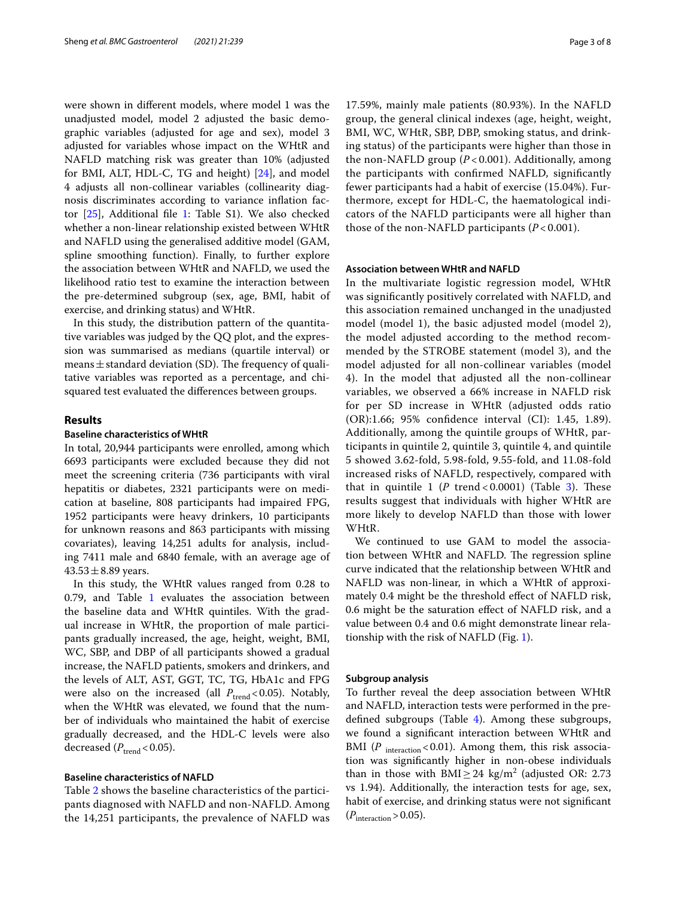were shown in different models, where model 1 was the unadjusted model, model 2 adjusted the basic demographic variables (adjusted for age and sex), model 3 adjusted for variables whose impact on the WHtR and NAFLD matching risk was greater than 10% (adjusted for BMI, ALT, HDL-C, TG and height) [24], and model 4 adjusts all non-collinear variables (collinearity diagnosis discriminates according to variance inflation factor [25], Additional file 1: Table S1). We also checked whether a non-linear relationship existed between WHtR and NAFLD using the generalised additive model (GAM, spline smoothing function). Finally, to further explore the association between WHtR and NAFLD, we used the likelihood ratio test to examine the interaction between the pre-determined subgroup (sex, age, BMI, habit of exercise, and drinking status) and WHtR.

In this study, the distribution pattern of the quantitative variables was judged by the QQ plot, and the expression was summarised as medians (quartile interval) or means ± standard deviation (SD). The frequency of qualitative variables was reported as a percentage, and chi-squared test evaluated the differences between groups.

## Results

### Baseline characteristics of WHtR

In total, 20,944 participants were enrolled, among which 6693 participants were excluded because they did not meet the screening criteria (736 participants with viral hepatitis or diabetes, 2321 participants were on medication at baseline, 808 participants had impaired FPG, 1952 participants were heavy drinkers, 10 participants for unknown reasons and 863 participants with missing covariates), leaving 14,251 adults for analysis, including 7411 male and 6840 female, with an average age of $43.53 \pm 8.89$ years.

In this study, the WHtR values ranged from 0.28 to 0.79, and Table 1 evaluates the association between the baseline data and WHtR quintiles. With the gradual increase in WHtR, the proportion of male participants gradually increased, the age, height, weight, BMI, WC, SBP, and DBP of all participants showed a gradual increase, the NAFLD patients, smokers and drinkers, and the levels of ALT, AST, GGT, TC, TG, HbA1c and FPG were also on the increased (all $P_{\text{trend}} < 0.05$). Notably, when the WHtR was elevated, we found that the number of individuals who maintained the habit of exercise gradually decreased, and the HDL-C levels were also decreased ($P_{\text{trend}} < 0.05$).

### Baseline characteristics of NAFLD

Table 2 shows the baseline characteristics of the participants diagnosed with NAFLD and non-NAFLD. Among the 14,251 participants, the prevalence of NAFLD was 17.59%, mainly male patients (80.93%). In the NAFLD group, the general clinical indexes (age, height, weight, BMI, WC, WHtR, SBP, DBP, smoking status, and drinking status) of the participants were higher than those in the non-NAFLD group ($P < 0.001$). Additionally, among the participants with confirmed NAFLD, significantly fewer participants had a habit of exercise (15.04%). Furthermore, except for HDL-C, the haematological indicators of the NAFLD participants were all higher than those of the non-NAFLD participants ($P < 0.001$).

### Association between WHtR and NAFLD

In the multivariate logistic regression model, WHtR was significantly positively correlated with NAFLD, and this association remained unchanged in the unadjusted model (model 1), the basic adjusted model (model 2), the model adjusted according to the method recommended by the STROBE statement (model 3), and the model adjusted for all non-collinear variables (model 4). In the model that adjusted all the non-collinear variables, we observed a 66% increase in NAFLD risk for per SD increase in WHtR (adjusted odds ratio (OR):1.66; 95% confidence interval (CI): 1.45, 1.89). Additionally, among the quintile groups of WHtR, participants in quintile 2, quintile 3, quintile 4, and quintile 5 showed 3.62-fold, 5.98-fold, 9.55-fold, and 11.08-fold increased risks of NAFLD, respectively, compared with that in quintile 1 (*P* trend < 0.0001) (Table 3). These results suggest that individuals with higher WHtR are more likely to develop NAFLD than those with lower WHtR.

We continued to use GAM to model the association between WHtR and NAFLD. The regression spline curve indicated that the relationship between WHtR and NAFLD was non-linear, in which a WHtR of approximately 0.4 might be the threshold effect of NAFLD risk, 0.6 might be the saturation effect of NAFLD risk, and a value between 0.4 and 0.6 might demonstrate linear relationship with the risk of NAFLD (Fig. 1).

### Subgroup analysis

To further reveal the deep association between WHtR and NAFLD, interaction tests were performed in the predefined subgroups (Table 4). Among these subgroups, we found a significant interaction between WHtR and BMI ($P_{\text{interaction}} < 0.01$). Among them, this risk association was significantly higher in non-obese individuals than in those with BMI ≥ 24 kg/m$^2$ (adjusted OR: 2.73 vs 1.94). Additionally, the interaction tests for age, sex, habit of exercise, and drinking status were not significant ($P_{\text{interaction}} > 0.05$).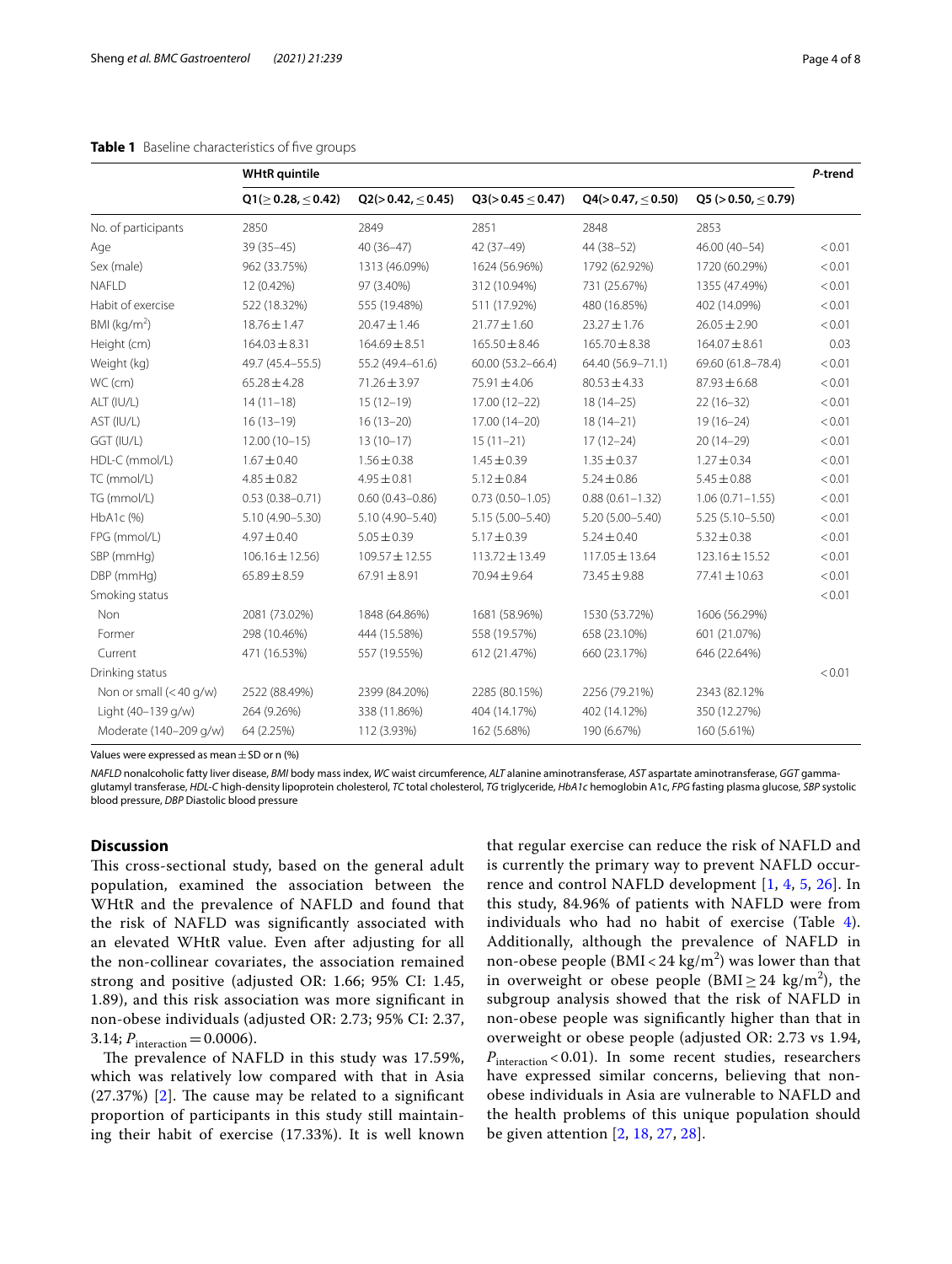**Table 1** Baseline characteristics of five groups

| | WHtR quintile | | | | | *P*-trend |
|---|---|---|---|---|---|---|
| | Q1(≥ 0.28, ≤ 0.42) | Q2(> 0.42, ≤ 0.45) | Q3(> 0.45 ≤ 0.47) | Q4(> 0.47, ≤ 0.50) | Q5 (> 0.50, ≤ 0.79) | |
| No. of participants | 2850 | 2849 | 2851 | 2848 | 2853 | |
| Age | 39 (35–45) | 40 (36–47) | 42 (37–49) | 44 (38–52) | 46.00 (40–54) | < 0.01 |
| Sex (male) | 962 (33.75%) | 1313 (46.09%) | 1624 (56.96%) | 1792 (62.92%) | 1720 (60.29%) | < 0.01 |
| NAFLD | 12 (0.42%) | 97 (3.40%) | 312 (10.94%) | 731 (25.67%) | 1355 (47.49%) | < 0.01 |
| Habit of exercise | 522 (18.32%) | 555 (19.48%) | 511 (17.92%) | 480 (16.85%) | 402 (14.09%) | < 0.01 |
| BMI (kg/m$^2$) | 18.76 ± 1.47 | 20.47 ± 1.46 | 21.77 ± 1.60 | 23.27 ± 1.76 | 26.05 ± 2.90 | < 0.01 |
| Height (cm) | 164.03 ± 8.31 | 164.69 ± 8.51 | 165.50 ± 8.46 | 165.70 ± 8.38 | 164.07 ± 8.61 | 0.03 |
| Weight (kg) | 49.7 (45.4–55.5) | 55.2 (49.4–61.6) | 60.00 (53.2–66.4) | 64.40 (56.9–71.1) | 69.60 (61.8–78.4) | < 0.01 |
| WC (cm) | 65.28 ± 4.28 | 71.26 ± 3.97 | 75.91 ± 4.06 | 80.53 ± 4.33 | 87.93 ± 6.68 | < 0.01 |
| ALT (IU/L) | 14 (11–18) | 15 (12–19) | 17.00 (12–22) | 18 (14–25) | 22 (16–32) | < 0.01 |
| AST (IU/L) | 16 (13–19) | 16 (13–20) | 17.00 (14–20) | 18 (14–21) | 19 (16–24) | < 0.01 |
| GGT (IU/L) | 12.00 (10–15) | 13 (10–17) | 15 (11–21) | 17 (12–24) | 20 (14–29) | < 0.01 |
| HDL-C (mmol/L) | 1.67 ± 0.40 | 1.56 ± 0.38 | 1.45 ± 0.39 | 1.35 ± 0.37 | 1.27 ± 0.34 | < 0.01 |
| TC (mmol/L) | 4.85 ± 0.82 | 4.95 ± 0.81 | 5.12 ± 0.84 | 5.24 ± 0.86 | 5.45 ± 0.88 | < 0.01 |
| TG (mmol/L) | 0.53 (0.38–0.71) | 0.60 (0.43–0.86) | 0.73 (0.50–1.05) | 0.88 (0.61–1.32) | 1.06 (0.71–1.55) | < 0.01 |
| HbA1c (%) | 5.10 (4.90–5.30) | 5.10 (4.90–5.40) | 5.15 (5.00–5.40) | 5.20 (5.00–5.40) | 5.25 (5.10–5.50) | < 0.01 |
| FPG (mmol/L) | 4.97 ± 0.40 | 5.05 ± 0.39 | 5.17 ± 0.39 | 5.24 ± 0.40 | 5.32 ± 0.38 | < 0.01 |
| SBP (mmHg) | 106.16 ± 12.56 | 109.57 ± 12.55 | 113.72 ± 13.49 | 117.05 ± 13.64 | 123.16 ± 15.52 | < 0.01 |
| DBP (mmHg) | 65.89 ± 8.59 | 67.91 ± 8.91 | 70.94 ± 9.64 | 73.45 ± 9.88 | 77.41 ± 10.63 | < 0.01 |
| Smoking status | | | | | | < 0.01 |
| Non | 2081 (73.02%) | 1848 (64.86%) | 1681 (58.96%) | 1530 (53.72%) | 1606 (56.29%) | |
| Former | 298 (10.46%) | 444 (15.58%) | 558 (19.57%) | 658 (23.10%) | 601 (21.07%) | |
| Current | 471 (16.53%) | 557 (19.55%) | 612 (21.47%) | 660 (23.17%) | 646 (22.64%) | |
| Drinking status | | | | | | < 0.01 |
| Non or small (< 40 g/w) | 2522 (88.49%) | 2399 (84.20%) | 2285 (80.15%) | 2256 (79.21%) | 2343 (82.12% | |
| Light (40–139 g/w) | 264 (9.26%) | 338 (11.86%) | 404 (14.17%) | 402 (14.12%) | 350 (12.27%) | |
| Moderate (140–209 g/w) | 64 (2.25%) | 112 (3.93%) | 162 (5.68%) | 190 (6.67%) | 160 (5.61%) | |

Values were expressed as mean ± SD or n (%)

*NAFLD* nonalcoholic fatty liver disease, *BMI* body mass index, *WC* waist circumference, *ALT* alanine aminotransferase, *AST* aspartate aminotransferase, *GGT* gamma-glutamyl transferase, *HDL-C* high-density lipoprotein cholesterol, *TC* total cholesterol, *TG* triglyceride, *HbA1c* hemoglobin A1c, *FPG* fasting plasma glucose, *SBP* systolic blood pressure, *DBP* Diastolic blood pressure

## Discussion

This cross-sectional study, based on the general adult population, examined the association between the WHtR and the prevalence of NAFLD and found that the risk of NAFLD was significantly associated with an elevated WHtR value. Even after adjusting for all the non-collinear covariates, the association remained strong and positive (adjusted OR: 1.66; 95% CI: 1.45, 1.89), and this risk association was more significant in non-obese individuals (adjusted OR: 2.73; 95% CI: 2.37, 3.14; $P_{\text{interaction}} = 0.0006$).

The prevalence of NAFLD in this study was 17.59%, which was relatively low compared with that in Asia (27.37%) [2]. The cause may be related to a significant proportion of participants in this study still maintaining their habit of exercise (17.33%). It is well known that regular exercise can reduce the risk of NAFLD and is currently the primary way to prevent NAFLD occurrence and control NAFLD development [1, 4, 5, 26]. In this study, 84.96% of patients with NAFLD were from individuals who had no habit of exercise (Table 4). Additionally, although the prevalence of NAFLD in non-obese people (BMI < 24 kg/m$^2$) was lower than that in overweight or obese people (BMI ≥ 24 kg/m$^2$), the subgroup analysis showed that the risk of NAFLD in non-obese people was significantly higher than that in overweight or obese people (adjusted OR: 2.73 vs 1.94, $P_{\text{interaction}} < 0.01$). In some recent studies, researchers have expressed similar concerns, believing that non-obese individuals in Asia are vulnerable to NAFLD and the health problems of this unique population should be given attention [2, 18, 27, 28].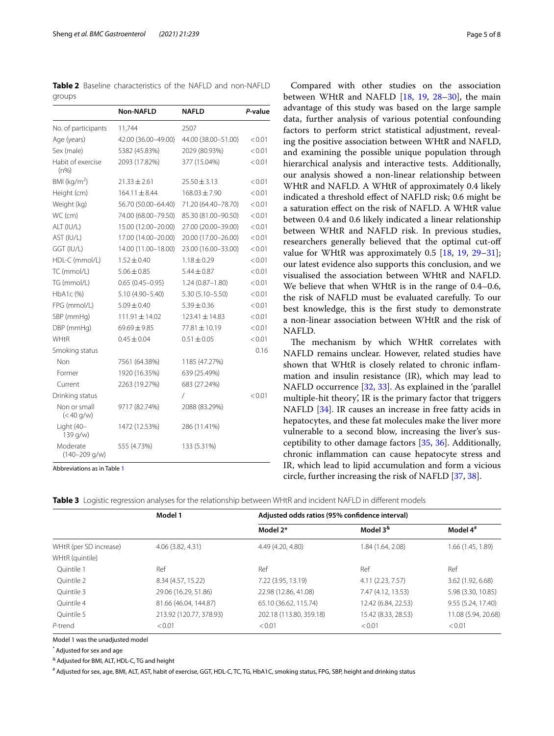**Table 2** Baseline characteristics of the NAFLD and non-NAFLD groups

| | Non-NAFLD | NAFLD | *P*-value |
|---|---|---|---|
| No. of participants | 11,744 | 2507 | |
| Age (years) | 42.00 (36.00–49.00) | 44.00 (38.00–51.00) | < 0.01 |
| Sex (male) | 5382 (45.83%) | 2029 (80.93%) | < 0.01 |
| Habit of exercise (n%) | 2093 (17.82%) | 377 (15.04%) | < 0.01 |
| BMI (kg/m$^2$) | 21.33 ± 2.61 | 25.50 ± 3.13 | < 0.01 |
| Height (cm) | 164.11 ± 8.44 | 168.03 ± 7.90 | < 0.01 |
| Weight (kg) | 56.70 (50.00–64.40) | 71.20 (64.40–78.70) | < 0.01 |
| WC (cm) | 74.00 (68.00–79.50) | 85.30 (81.00–90.50) | < 0.01 |
| ALT (IU/L) | 15.00 (12.00–20.00) | 27.00 (20.00–39.00) | < 0.01 |
| AST (IU/L) | 17.00 (14.00–20.00) | 20.00 (17.00–26.00) | < 0.01 |
| GGT (IU/L) | 14.00 (11.00–18.00) | 23.00 (16.00–33.00) | < 0.01 |
| HDL-C (mmol/L) | 1.52 ± 0.40 | 1.18 ± 0.29 | < 0.01 |
| TC (mmol/L) | 5.06 ± 0.85 | 5.44 ± 0.87 | < 0.01 |
| TG (mmol/L) | 0.65 (0.45–0.95) | 1.24 (0.87–1.80) | < 0.01 |
| HbA1c (%) | 5.10 (4.90–5.40) | 5.30 (5.10–5.50) | < 0.01 |
| FPG (mmol/L) | 5.09 ± 0.40 | 5.39 ± 0.36 | < 0.01 |
| SBP (mmHg) | 111.91 ± 14.02 | 123.41 ± 14.83 | < 0.01 |
| DBP (mmHg) | 69.69 ± 9.85 | 77.81 ± 10.19 | < 0.01 |
| WHtR | 0.45 ± 0.04 | 0.51 ± 0.05 | < 0.01 |
| Smoking status | | | 0.16 |
| Non | 7561 (64.38%) | 1185 (47.27%) | |
| Former | 1920 (16.35%) | 639 (25.49%) | |
| Current | 2263 (19.27%) | 683 (27.24%) | |
| Drinking status | | / | < 0.01 |
| Non or small (< 40 g/w) | 9717 (82.74%) | 2088 (83.29%) | |
| Light (40–139 g/w) | 1472 (12.53%) | 286 (11.41%) | |
| Moderate (140–209 g/w) | 555 (4.73%) | 133 (5.31%) | |

Abbreviations as in Table 1

Compared with other studies on the association between WHtR and NAFLD [18, 19, 28–30], the main advantage of this study was based on the large sample data, further analysis of various potential confounding factors to perform strict statistical adjustment, revealing the positive association between WHtR and NAFLD, and examining the possible unique population through hierarchical analysis and interactive tests. Additionally, our analysis showed a non-linear relationship between WHtR and NAFLD. A WHtR of approximately 0.4 likely indicated a threshold effect of NAFLD risk; 0.6 might be a saturation effect on the risk of NAFLD. A WHtR value between 0.4 and 0.6 likely indicated a linear relationship between WHtR and NAFLD risk. In previous studies, researchers generally believed that the optimal cut-off value for WHtR was approximately 0.5 [18, 19, 29–31]; our latest evidence also supports this conclusion, and we visualised the association between WHtR and NAFLD. We believe that when WHtR is in the range of 0.4–0.6, the risk of NAFLD must be evaluated carefully. To our best knowledge, this is the first study to demonstrate a non-linear association between WHtR and the risk of NAFLD.

The mechanism by which WHtR correlates with NAFLD remains unclear. However, related studies have shown that WHtR is closely related to chronic inflammation and insulin resistance (IR), which may lead to NAFLD occurrence [32, 33]. As explained in the 'parallel multiple-hit theory', IR is the primary factor that triggers NAFLD [34]. IR causes an increase in free fatty acids in hepatocytes, and these fat molecules make the liver more vulnerable to a second blow, increasing the liver's susceptibility to other damage factors [35, 36]. Additionally, chronic inflammation can cause hepatocyte stress and IR, which lead to lipid accumulation and form a vicious circle, further increasing the risk of NAFLD [37, 38].

**Table 3** Logistic regression analyses for the relationship between WHtR and incident NAFLD in different models

| | Model 1 | Adjusted odds ratios (95% confidence interval) | | |
|---|---|---|---|---|
| | | Model 2* | Model 3[&] | Model 4[#] |
| WHtR (per SD increase) | 4.06 (3.82, 4.31) | 4.49 (4.20, 4.80) | 1.84 (1.64, 2.08) | 1.66 (1.45, 1.89) |
| WHtR (quintile) | | | | |
| Quintile 1 | Ref | Ref | Ref | Ref |
| Quintile 2 | 8.34 (4.57, 15.22) | 7.22 (3.95, 13.19) | 4.11 (2.23, 7.57) | 3.62 (1.92, 6.68) |
| Quintile 3 | 29.06 (16.29, 51.86) | 22.98 (12.86, 41.08) | 7.47 (4.12, 13.53) | 5.98 (3.30, 10.85) |
| Quintile 4 | 81.66 (46.04, 144.87) | 65.10 (36.62, 115.74) | 12.42 (6.84, 22.53) | 9.55 (5.24, 17.40) |
| Quintile 5 | 213.92 (120.77, 378.93) | 202.18 (113.80, 359.18) | 15.42 (8.33, 28.53) | 11.08 (5.94, 20.68) |
| *P*-trend | < 0.01 | < 0.01 | < 0.01 | < 0.01 |

Model 1 was the unadjusted model

\* Adjusted for sex and age

[&] Adjusted for BMI, ALT, HDL-C, TG and height

[#] Adjusted for sex, age, BMI, ALT, AST, habit of exercise, GGT, HDL-C, TC, TG, HbA1C, smoking status, FPG, SBP, height and drinking status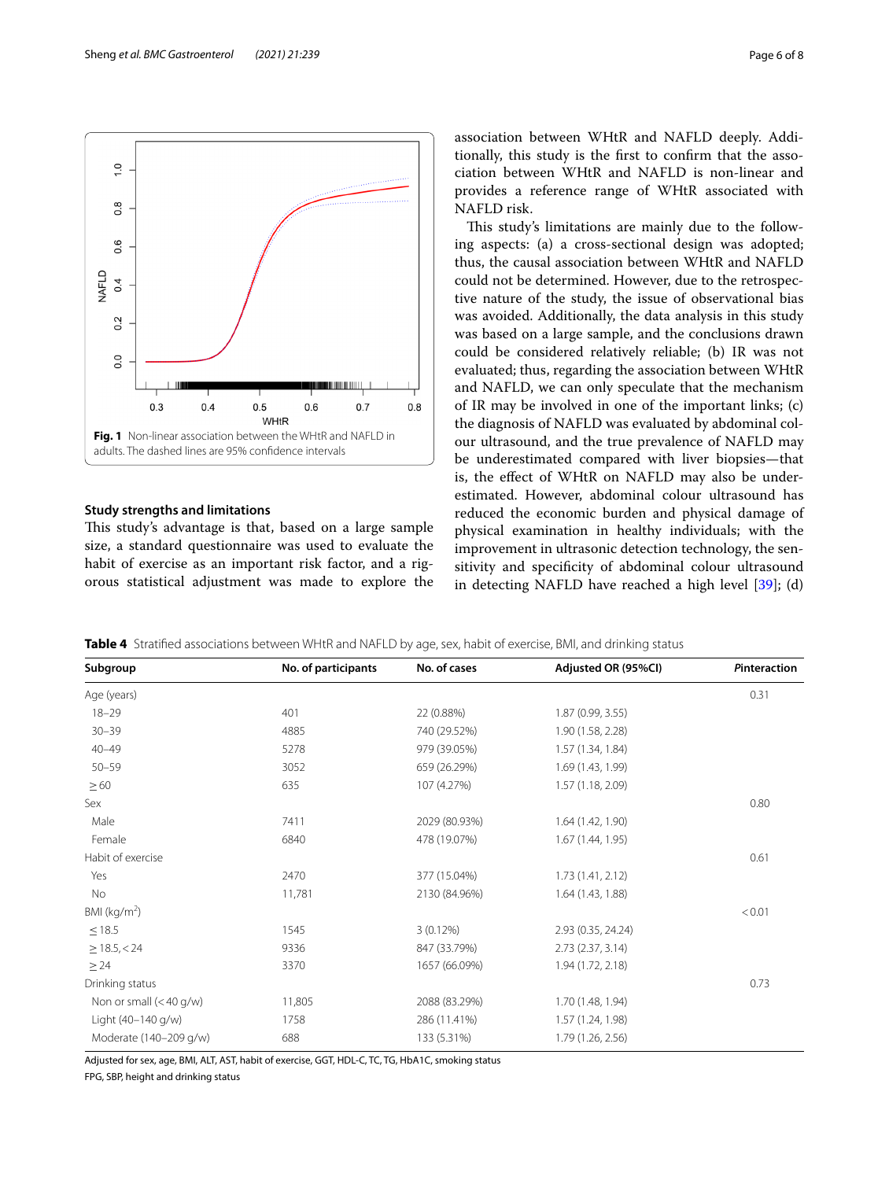Fig. 1 Non-linear association between the WHtR and NAFLD in adults. The dashed lines are 95% confidence intervals

### Study strengths and limitations

This study's advantage is that, based on a large sample size, a standard questionnaire was used to evaluate the habit of exercise as an important risk factor, and a rigorous statistical adjustment was made to explore the association between WHtR and NAFLD deeply. Additionally, this study is the first to confirm that the association between WHtR and NAFLD is non-linear and provides a reference range of WHtR associated with NAFLD risk.

This study's limitations are mainly due to the following aspects: (a) a cross-sectional design was adopted; thus, the causal association between WHtR and NAFLD could not be determined. However, due to the retrospective nature of the study, the issue of observational bias was avoided. Additionally, the data analysis in this study was based on a large sample, and the conclusions drawn could be considered relatively reliable; (b) IR was not evaluated; thus, regarding the association between WHtR and NAFLD, we can only speculate that the mechanism of IR may be involved in one of the important links; (c) the diagnosis of NAFLD was evaluated by abdominal colour ultrasound, and the true prevalence of NAFLD may be underestimated compared with liver biopsies—that is, the effect of WHtR on NAFLD may also be underestimated. However, abdominal colour ultrasound has reduced the economic burden and physical damage of physical examination in healthy individuals; with the improvement in ultrasonic detection technology, the sensitivity and specificity of abdominal colour ultrasound in detecting NAFLD have reached a high level [39]; (d)

**Table 4** Stratified associations between WHtR and NAFLD by age, sex, habit of exercise, BMI, and drinking status

| Subgroup | No. of participants | No. of cases | Adjusted OR (95%CI) | *P*interaction |
|---|---|---|---|---|
| Age (years) | | | | 0.31 |
| 18–29 | 401 | 22 (0.88%) | 1.87 (0.99, 3.55) | |
| 30–39 | 4885 | 740 (29.52%) | 1.90 (1.58, 2.28) | |
| 40–49 | 5278 | 979 (39.05%) | 1.57 (1.34, 1.84) | |
| 50–59 | 3052 | 659 (26.29%) | 1.69 (1.43, 1.99) | |
| ≥ 60 | 635 | 107 (4.27%) | 1.57 (1.18, 2.09) | |
| Sex | | | | 0.80 |
| Male | 7411 | 2029 (80.93%) | 1.64 (1.42, 1.90) | |
| Female | 6840 | 478 (19.07%) | 1.67 (1.44, 1.95) | |
| Habit of exercise | | | | 0.61 |
| Yes | 2470 | 377 (15.04%) | 1.73 (1.41, 2.12) | |
| No | 11,781 | 2130 (84.96%) | 1.64 (1.43, 1.88) | |
| BMI (kg/m$^2$) | | | | < 0.01 |
| ≤ 18.5 | 1545 | 3 (0.12%) | 2.93 (0.35, 24.24) | |
| ≥ 18.5, < 24 | 9336 | 847 (33.79%) | 2.73 (2.37, 3.14) | |
| ≥ 24 | 3370 | 1657 (66.09%) | 1.94 (1.72, 2.18) | |
| Drinking status | | | | 0.73 |
| Non or small (< 40 g/w) | 11,805 | 2088 (83.29%) | 1.70 (1.48, 1.94) | |
| Light (40–140 g/w) | 1758 | 286 (11.41%) | 1.57 (1.24, 1.98) | |
| Moderate (140–209 g/w) | 688 | 133 (5.31%) | 1.79 (1.26, 2.56) | |

Adjusted for sex, age, BMI, ALT, AST, habit of exercise, GGT, HDL-C, TC, TG, HbA1C, smoking status

FPG, SBP, height and drinking status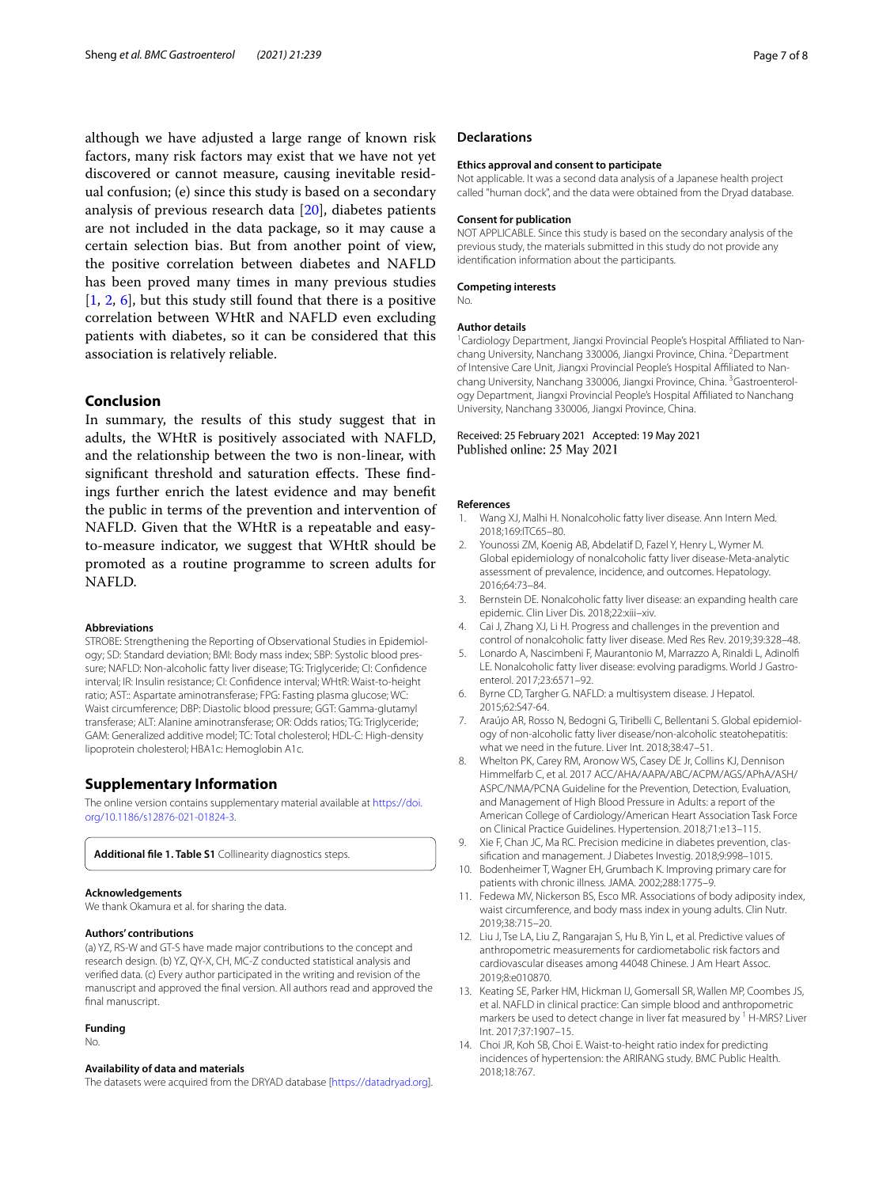although we have adjusted a large range of known risk factors, many risk factors may exist that we have not yet discovered or cannot measure, causing inevitable residual confusion; (e) since this study is based on a secondary analysis of previous research data [20], diabetes patients are not included in the data package, so it may cause a certain selection bias. But from another point of view, the positive correlation between diabetes and NAFLD has been proved many times in many previous studies [1, 2, 6], but this study still found that there is a positive correlation between WHtR and NAFLD even excluding patients with diabetes, so it can be considered that this association is relatively reliable.

## Conclusion

In summary, the results of this study suggest that in adults, the WHtR is positively associated with NAFLD, and the relationship between the two is non-linear, with significant threshold and saturation effects. These findings further enrich the latest evidence and may benefit the public in terms of the prevention and intervention of NAFLD. Given that the WHtR is a repeatable and easy-to-measure indicator, we suggest that WHtR should be promoted as a routine programme to screen adults for NAFLD.

### Abbreviations

STROBE: Strengthening the Reporting of Observational Studies in Epidemiology; SD: Standard deviation; BMI: Body mass index; SBP: Systolic blood pressure; NAFLD: Non-alcoholic fatty liver disease; TG: Triglyceride; CI: Confidence interval; IR: Insulin resistance; CI: Confidence interval; WHtR: Waist-to-height ratio; AST:: Aspartate aminotransferase; FPG: Fasting plasma glucose; WC: Waist circumference; DBP: Diastolic blood pressure; GGT: Gamma-glutamyl transferase; ALT: Alanine aminotransferase; OR: Odds ratios; TG: Triglyceride; GAM: Generalized additive model; TC: Total cholesterol; HDL-C: High-density lipoprotein cholesterol; HBA1c: Hemoglobin A1c.

## Supplementary Information

The online version contains supplementary material available at https://doi.org/10.1186/s12876-021-01824-3.

**Additional file 1. Table S1** Collinearity diagnostics steps.

### Acknowledgements

We thank Okamura et al. for sharing the data.

### Authors' contributions

(a) YZ, RS-W and GT-S have made major contributions to the concept and research design. (b) YZ, QY-X, CH, MC-Z conducted statistical analysis and verified data. (c) Every author participated in the writing and revision of the manuscript and approved the final version. All authors read and approved the final manuscript.

### Funding

No.

### Availability of data and materials

The datasets were acquired from the DRYAD database [https://datadryad.org].

## Declarations

### Ethics approval and consent to participate

Not applicable. It was a second data analysis of a Japanese health project called "human dock", and the data were obtained from the Dryad database.

### Consent for publication

NOT APPLICABLE. Since this study is based on the secondary analysis of the previous study, the materials submitted in this study do not provide any identification information about the participants.

### Competing interests

No.

### Author details

[1]Cardiology Department, Jiangxi Provincial People's Hospital Affiliated to Nanchang University, Nanchang 330006, Jiangxi Province, China. [2]Department of Intensive Care Unit, Jiangxi Provincial People's Hospital Affiliated to Nanchang University, Nanchang 330006, Jiangxi Province, China. [3]Gastroenterology Department, Jiangxi Provincial People's Hospital Affiliated to Nanchang University, Nanchang 330006, Jiangxi Province, China.

Received: 25 February 2021 Accepted: 19 May 2021
Published online: 25 May 2021

## References

1. Wang XJ, Malhi H. Nonalcoholic fatty liver disease. Ann Intern Med. 2018;169:ITC65–80.
2. Younossi ZM, Koenig AB, Abdelatif D, Fazel Y, Henry L, Wymer M. Global epidemiology of nonalcoholic fatty liver disease-Meta-analytic assessment of prevalence, incidence, and outcomes. Hepatology. 2016;64:73–84.
3. Bernstein DE. Nonalcoholic fatty liver disease: an expanding health care epidemic. Clin Liver Dis. 2018;22:xiii–xiv.
4. Cai J, Zhang XJ, Li H. Progress and challenges in the prevention and control of nonalcoholic fatty liver disease. Med Res Rev. 2019;39:328–48.
5. Lonardo A, Nascimbeni F, Maurantonio M, Marrazzo A, Rinaldi L, Adinolfi LE. Nonalcoholic fatty liver disease: evolving paradigms. World J Gastroenterol. 2017;23:6571–92.
6. Byrne CD, Targher G. NAFLD: a multisystem disease. J Hepatol. 2015;62:S47-64.
7. Araújo AR, Rosso N, Bedogni G, Tiribelli C, Bellentani S. Global epidemiology of non-alcoholic fatty liver disease/non-alcoholic steatohepatitis: what we need in the future. Liver Int. 2018;38:47–51.
8. Whelton PK, Carey RM, Aronow WS, Casey DE Jr, Collins KJ, Dennison Himmelfarb C, et al. 2017 ACC/AHA/AAPA/ABC/ACPM/AGS/APhA/ASH/ASPC/NMA/PCNA Guideline for the Prevention, Detection, Evaluation, and Management of High Blood Pressure in Adults: a report of the American College of Cardiology/American Heart Association Task Force on Clinical Practice Guidelines. Hypertension. 2018;71:e13–115.
9. Xie F, Chan JC, Ma RC. Precision medicine in diabetes prevention, classification and management. J Diabetes Investig. 2018;9:998–1015.
10. Bodenheimer T, Wagner EH, Grumbach K. Improving primary care for patients with chronic illness. JAMA. 2002;288:1775–9.
11. Fedewa MV, Nickerson BS, Esco MR. Associations of body adiposity index, waist circumference, and body mass index in young adults. Clin Nutr. 2019;38:715–20.
12. Liu J, Tse LA, Liu Z, Rangarajan S, Hu B, Yin L, et al. Predictive values of anthropometric measurements for cardiometabolic risk factors and cardiovascular diseases among 44048 Chinese. J Am Heart Assoc. 2019;8:e010870.
13. Keating SE, Parker HM, Hickman IJ, Gomersall SR, Wallen MP, Coombes JS, et al. NAFLD in clinical practice: Can simple blood and anthropometric markers be used to detect change in liver fat measured by [1] H-MRS? Liver Int. 2017;37:1907–15.
14. Choi JR, Koh SB, Choi E. Waist-to-height ratio index for predicting incidences of hypertension: the ARIRANG study. BMC Public Health. 2018;18:767.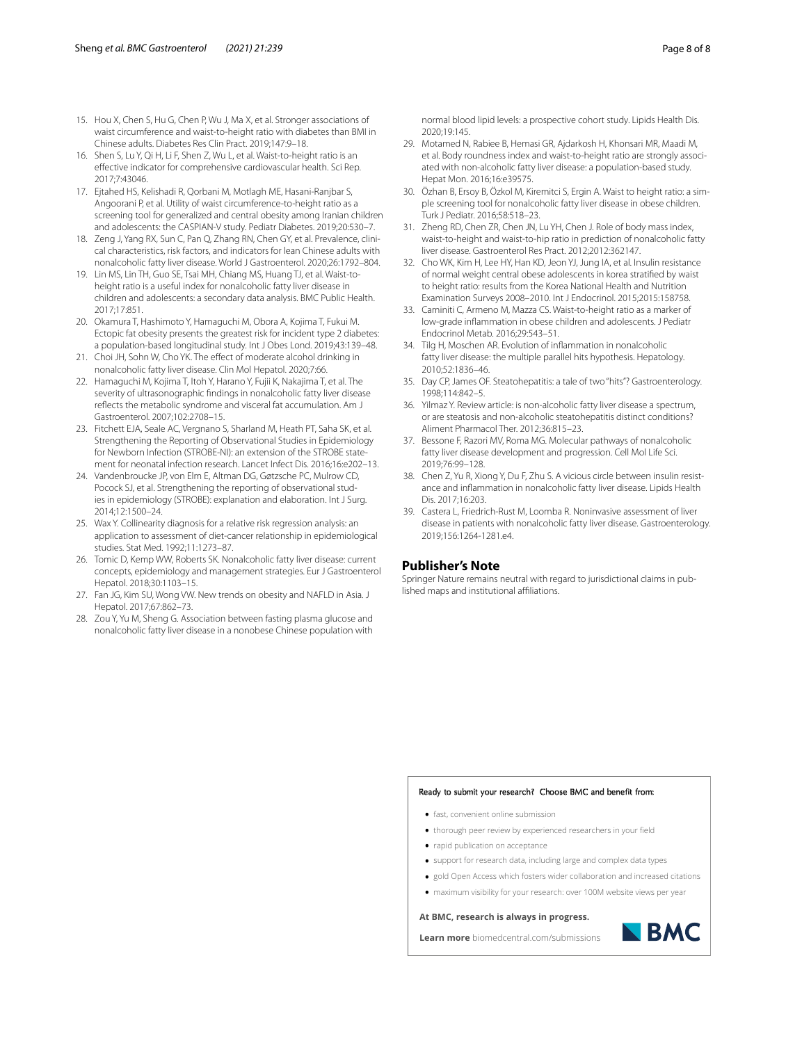15. Hou X, Chen S, Hu G, Chen P, Wu J, Ma X, et al. Stronger associations of waist circumference and waist-to-height ratio with diabetes than BMI in Chinese adults. Diabetes Res Clin Pract. 2019;147:9–18.
16. Shen S, Lu Y, Qi H, Li F, Shen Z, Wu L, et al. Waist-to-height ratio is an effective indicator for comprehensive cardiovascular health. Sci Rep. 2017;7:43046.
17. Ejtahed HS, Kelishadi R, Qorbani M, Motlagh ME, Hasani-Ranjbar S, Angoorani P, et al. Utility of waist circumference-to-height ratio as a screening tool for generalized and central obesity among Iranian children and adolescents: the CASPIAN-V study. Pediatr Diabetes. 2019;20:530–7.
18. Zeng J, Yang RX, Sun C, Pan Q, Zhang RN, Chen GY, et al. Prevalence, clinical characteristics, risk factors, and indicators for lean Chinese adults with nonalcoholic fatty liver disease. World J Gastroenterol. 2020;26:1792–804.
19. Lin MS, Lin TH, Guo SE, Tsai MH, Chiang MS, Huang TJ, et al. Waist-to-height ratio is a useful index for nonalcoholic fatty liver disease in children and adolescents: a secondary data analysis. BMC Public Health. 2017;17:851.
20. Okamura T, Hashimoto Y, Hamaguchi M, Obora A, Kojima T, Fukui M. Ectopic fat obesity presents the greatest risk for incident type 2 diabetes: a population-based longitudinal study. Int J Obes Lond. 2019;43:139–48.
21. Choi JH, Sohn W, Cho YK. The effect of moderate alcohol drinking in nonalcoholic fatty liver disease. Clin Mol Hepatol. 2020;7:66.
22. Hamaguchi M, Kojima T, Itoh Y, Harano Y, Fujii K, Nakajima T, et al. The severity of ultrasonographic findings in nonalcoholic fatty liver disease reflects the metabolic syndrome and visceral fat accumulation. Am J Gastroenterol. 2007;102:2708–15.
23. Fitchett EJA, Seale AC, Vergnano S, Sharland M, Heath PT, Saha SK, et al. Strengthening the Reporting of Observational Studies in Epidemiology for Newborn Infection (STROBE-NI): an extension of the STROBE statement for neonatal infection research. Lancet Infect Dis. 2016;16:e202–13.
24. Vandenbroucke JP, von Elm E, Altman DG, Gøtzsche PC, Mulrow CD, Pocock SJ, et al. Strengthening the reporting of observational studies in epidemiology (STROBE): explanation and elaboration. Int J Surg. 2014;12:1500–24.
25. Wax Y. Collinearity diagnosis for a relative risk regression analysis: an application to assessment of diet-cancer relationship in epidemiological studies. Stat Med. 1992;11:1273–87.
26. Tomic D, Kemp WW, Roberts SK. Nonalcoholic fatty liver disease: current concepts, epidemiology and management strategies. Eur J Gastroenterol Hepatol. 2018;30:1103–15.
27. Fan JG, Kim SU, Wong VW. New trends on obesity and NAFLD in Asia. J Hepatol. 2017;67:862–73.
28. Zou Y, Yu M, Sheng G. Association between fasting plasma glucose and nonalcoholic fatty liver disease in a nonobese Chinese population with normal blood lipid levels: a prospective cohort study. Lipids Health Dis. 2020;19:145.
29. Motamed N, Rabiee B, Hemasi GR, Ajdarkosh H, Khonsari MR, Maadi M, et al. Body roundness index and waist-to-height ratio are strongly associated with non-alcoholic fatty liver disease: a population-based study. Hepat Mon. 2016;16:e39575.
30. Özhan B, Ersoy B, Özkol M, Kiremitci S, Ergin A. Waist to height ratio: a simple screening tool for nonalcoholic fatty liver disease in obese children. Turk J Pediatr. 2016;58:518–23.
31. Zheng RD, Chen ZR, Chen JN, Lu YH, Chen J. Role of body mass index, waist-to-height and waist-to-hip ratio in prediction of nonalcoholic fatty liver disease. Gastroenterol Res Pract. 2012;2012:362147.
32. Cho WK, Kim H, Lee HY, Han KD, Jeon YJ, Jung IA, et al. Insulin resistance of normal weight central obese adolescents in korea stratified by waist to height ratio: results from the Korea National Health and Nutrition Examination Surveys 2008–2010. Int J Endocrinol. 2015;2015:158758.
33. Caminiti C, Armeno M, Mazza CS. Waist-to-height ratio as a marker of low-grade inflammation in obese children and adolescents. J Pediatr Endocrinol Metab. 2016;29:543–51.
34. Tilg H, Moschen AR. Evolution of inflammation in nonalcoholic fatty liver disease: the multiple parallel hits hypothesis. Hepatology. 2010;52:1836–46.
35. Day CP, James OF. Steatohepatitis: a tale of two "hits"? Gastroenterology. 1998;114:842–5.
36. Yilmaz Y. Review article: is non-alcoholic fatty liver disease a spectrum, or are steatosis and non-alcoholic steatohepatitis distinct conditions? Aliment Pharmacol Ther. 2012;36:815–23.
37. Bessone F, Razori MV, Roma MG. Molecular pathways of nonalcoholic fatty liver disease development and progression. Cell Mol Life Sci. 2019;76:99–128.
38. Chen Z, Yu R, Xiong Y, Du F, Zhu S. A vicious circle between insulin resistance and inflammation in nonalcoholic fatty liver disease. Lipids Health Dis. 2017;16:203.
39. Castera L, Friedrich-Rust M, Loomba R. Noninvasive assessment of liver disease in patients with nonalcoholic fatty liver disease. Gastroenterology. 2019;156:1264-1281.e4.

## Publisher's Note

Springer Nature remains neutral with regard to jurisdictional claims in published maps and institutional affiliations.

Ready to submit your research? Choose BMC and benefit from:

- fast, convenient online submission
- thorough peer review by experienced researchers in your field
- rapid publication on acceptance
- support for research data, including large and complex data types
- gold Open Access which fosters wider collaboration and increased citations
- maximum visibility for your research: over 100M website views per year

**At BMC, research is always in progress.**

**Learn more** biomedcentral.com/submissions

BMC